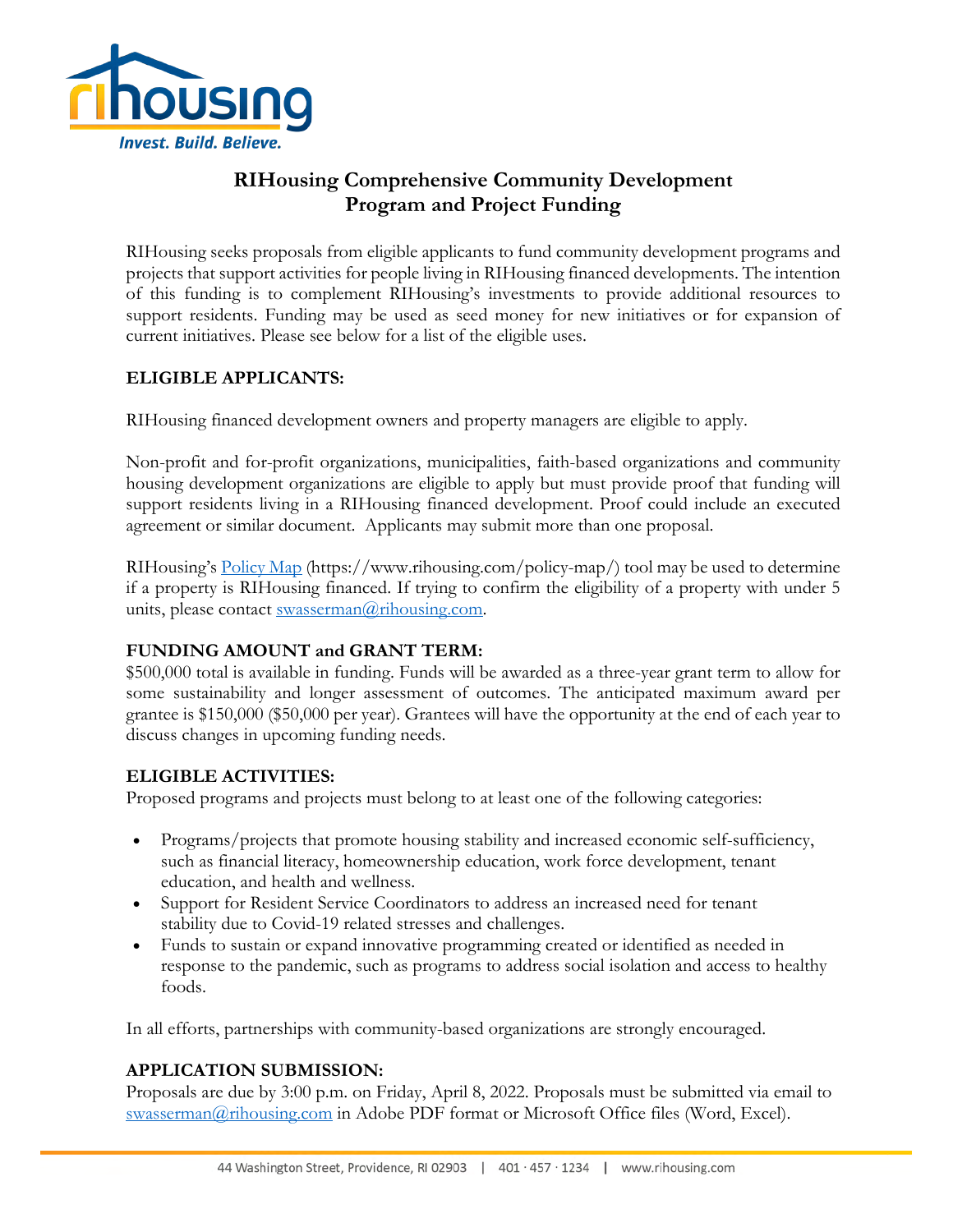# RIHousing Comprehensive Community Development Program and Project Funding

RIHousing seeks proposals from eligible applicants to fund community development programs and projects that support activities for people living in RIHousing financed developments. The intention of this funding is to complement RIHousing's investments to provide additional resources to support residents. Funding may be used as seed money for new initiatives or for expansion of current initiatives. Please see below for a list of the eligible uses.

## ELIGIBLE APPLICANTS:

RIHousing financed development owners and property managers are eligible to apply.

Non-profit and for-profit organizations, municipalities, faith-based organizations and community housing development organizations are eligible to apply but must provide proof that funding will support residents living in a RIHousing financed development. Proof could include an executed agreement or similar document. Applicants may submit more than one proposal.

RIHousing's Policy Map (https://www.rihousing.com/policy-map/) tool may be used to determine if a property is RIHousing financed. If trying to confirm the eligibility of a property with under 5 units, please contact swasserman@rihousing.com.

## FUNDING AMOUNT and GRANT TERM:

$500,000 total is available in funding. Funds will be awarded as a three-year grant term to allow for some sustainability and longer assessment of outcomes. The anticipated maximum award per grantee is $150,000 ($50,000 per year). Grantees will have the opportunity at the end of each year to discuss changes in upcoming funding needs.

## ELIGIBLE ACTIVITIES:

Proposed programs and projects must belong to at least one of the following categories:

- Programs/projects that promote housing stability and increased economic self-sufficiency, such as financial literacy, homeownership education, work force development, tenant education, and health and wellness.
- Support for Resident Service Coordinators to address an increased need for tenant stability due to Covid-19 related stresses and challenges.
- Funds to sustain or expand innovative programming created or identified as needed in response to the pandemic, such as programs to address social isolation and access to healthy foods.

In all efforts, partnerships with community-based organizations are strongly encouraged.

## APPLICATION SUBMISSION:

Proposals are due by 3:00 p.m. on Friday, April 8, 2022. Proposals must be submitted via email to swasserman@rihousing.com in Adobe PDF format or Microsoft Office files (Word, Excel).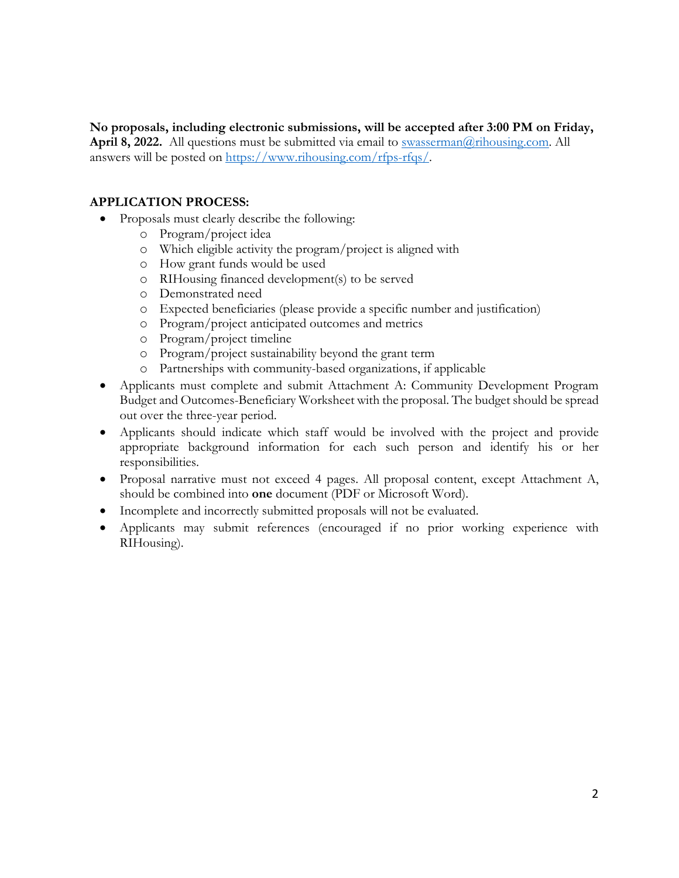**No proposals, including electronic submissions, will be accepted after 3:00 PM on Friday, April 8, 2022.** All questions must be submitted via email to swasserman@rihousing.com. All answers will be posted on https://www.rihousing.com/rfps-rfqs/.

**APPLICATION PROCESS:**

- Proposals must clearly describe the following:
    - Program/project idea
    - Which eligible activity the program/project is aligned with
    - How grant funds would be used
    - RIHousing financed development(s) to be served
    - Demonstrated need
    - Expected beneficiaries (please provide a specific number and justification)
    - Program/project anticipated outcomes and metrics
    - Program/project timeline
    - Program/project sustainability beyond the grant term
    - Partnerships with community-based organizations, if applicable
- Applicants must complete and submit Attachment A: Community Development Program Budget and Outcomes-Beneficiary Worksheet with the proposal. The budget should be spread out over the three-year period.
- Applicants should indicate which staff would be involved with the project and provide appropriate background information for each such person and identify his or her responsibilities.
- Proposal narrative must not exceed 4 pages. All proposal content, except Attachment A, should be combined into **one** document (PDF or Microsoft Word).
- Incomplete and incorrectly submitted proposals will not be evaluated.
- Applicants may submit references (encouraged if no prior working experience with RIHousing).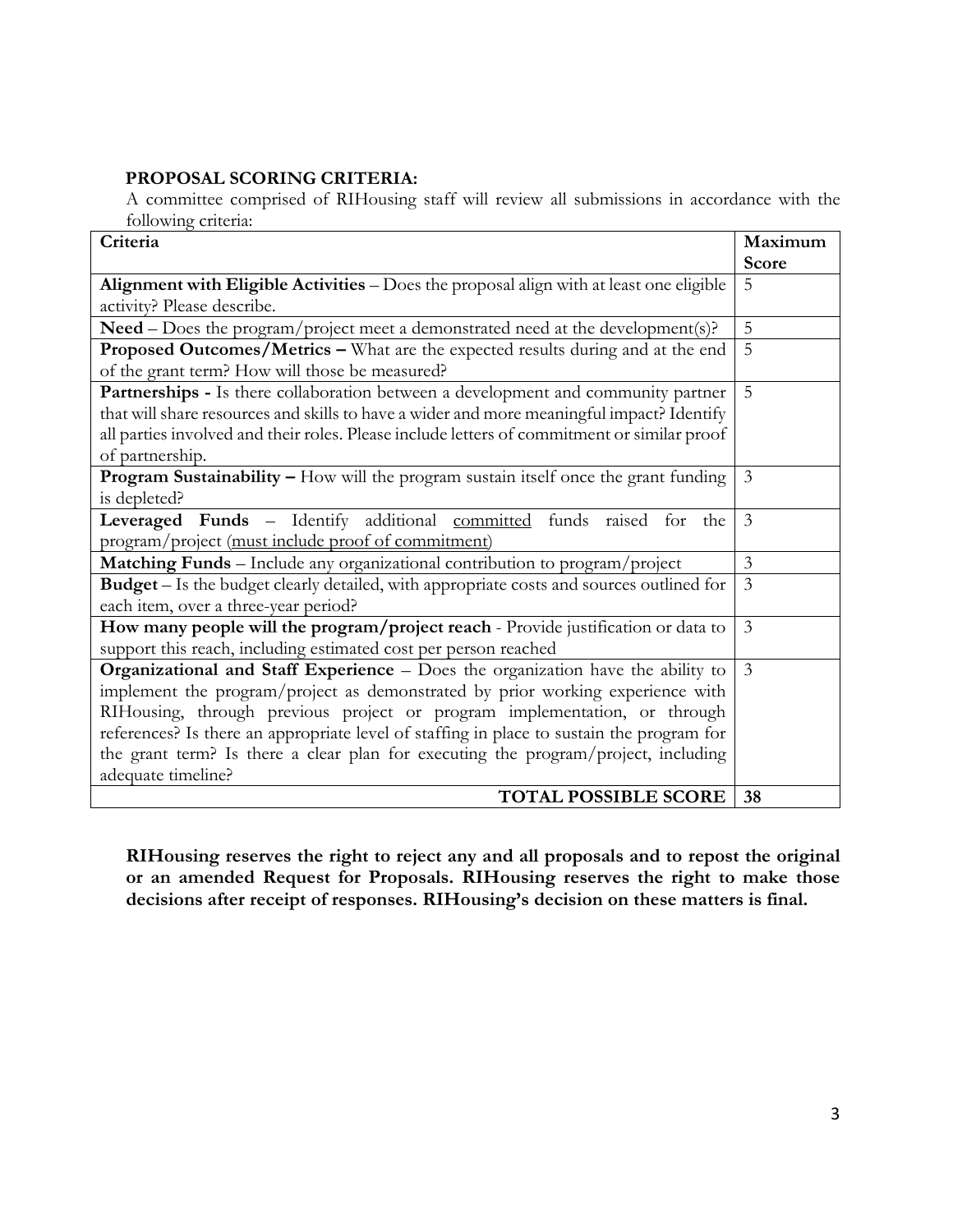**PROPOSAL SCORING CRITERIA:**

A committee comprised of RIHousing staff will review all submissions in accordance with the following criteria:

| Criteria | Maximum Score |
|---|---|
| **Alignment with Eligible Activities** – Does the proposal align with at least one eligible activity? Please describe. | 5 |
| **Need** – Does the program/project meet a demonstrated need at the development(s)? | 5 |
| **Proposed Outcomes/Metrics –** What are the expected results during and at the end of the grant term? How will those be measured? | 5 |
| **Partnerships -** Is there collaboration between a development and community partner that will share resources and skills to have a wider and more meaningful impact? Identify all parties involved and their roles. Please include letters of commitment or similar proof of partnership. | 5 |
| **Program Sustainability –** How will the program sustain itself once the grant funding is depleted? | 3 |
| **Leveraged Funds** – Identify additional <u>committed</u> funds raised for the program/project (<u>must include proof of commitment</u>) | 3 |
| **Matching Funds** – Include any organizational contribution to program/project | 3 |
| **Budget** – Is the budget clearly detailed, with appropriate costs and sources outlined for each item, over a three-year period? | 3 |
| **How many people will the program/project reach** - Provide justification or data to support this reach, including estimated cost per person reached | 3 |
| **Organizational and Staff Experience** – Does the organization have the ability to implement the program/project as demonstrated by prior working experience with RIHousing, through previous project or program implementation, or through references? Is there an appropriate level of staffing in place to sustain the program for the grant term? Is there a clear plan for executing the program/project, including adequate timeline? | 3 |
| **TOTAL POSSIBLE SCORE** | **38** |

**RIHousing reserves the right to reject any and all proposals and to repost the original or an amended Request for Proposals. RIHousing reserves the right to make those decisions after receipt of responses. RIHousing's decision on these matters is final.**